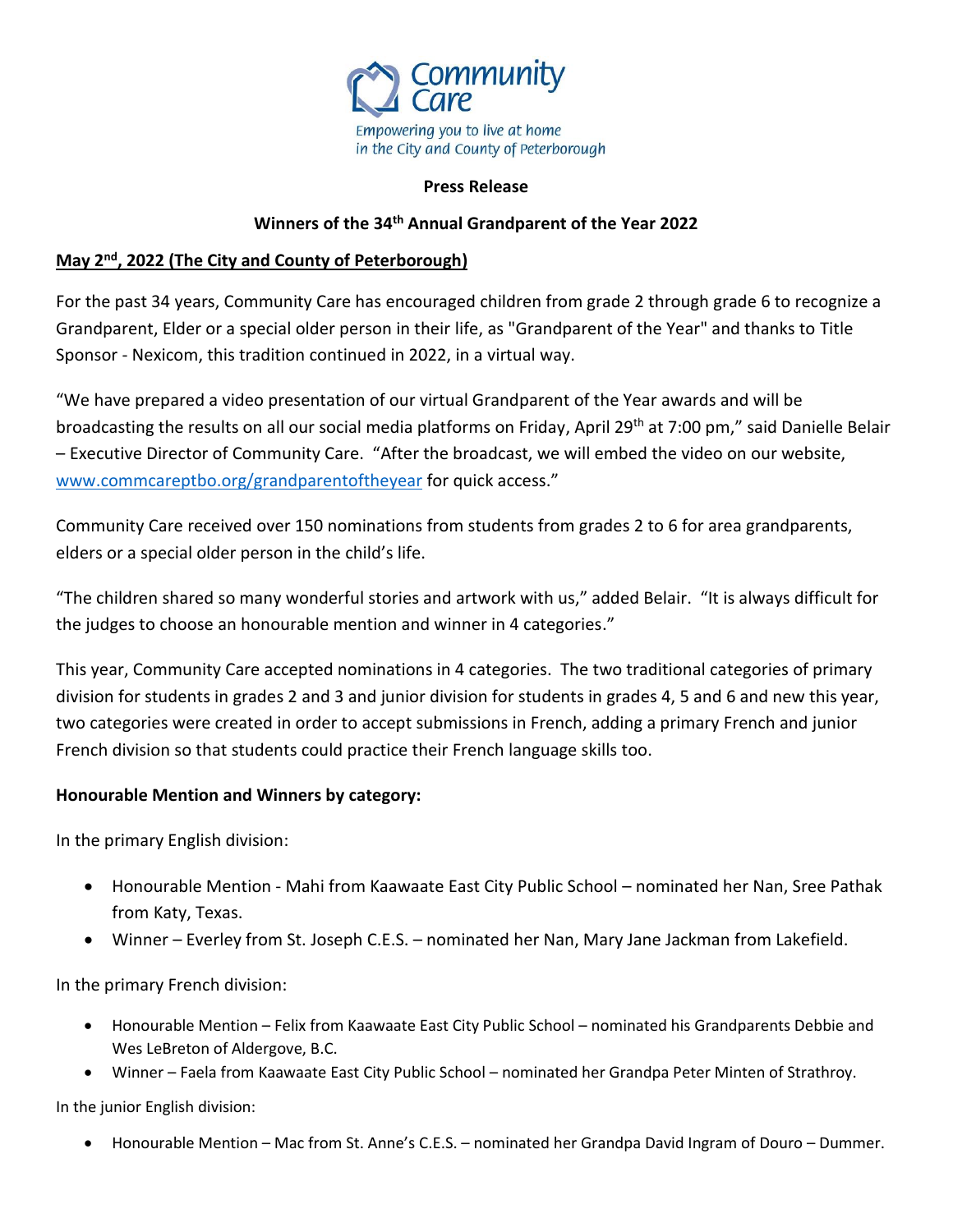Community Care

Empowering you to live at home in the City and County of Peterborough

**Press Release**

**Winners of the 34th Annual Grandparent of the Year 2022**

**May 2nd, 2022 (The City and County of Peterborough)**

For the past 34 years, Community Care has encouraged children from grade 2 through grade 6 to recognize a Grandparent, Elder or a special older person in their life, as "Grandparent of the Year" and thanks to Title Sponsor - Nexicom, this tradition continued in 2022, in a virtual way.

"We have prepared a video presentation of our virtual Grandparent of the Year awards and will be broadcasting the results on all our social media platforms on Friday, April 29th at 7:00 pm," said Danielle Belair – Executive Director of Community Care. "After the broadcast, we will embed the video on our website, www.commcareptbo.org/grandparentoftheyear for quick access."

Community Care received over 150 nominations from students from grades 2 to 6 for area grandparents, elders or a special older person in the child's life.

"The children shared so many wonderful stories and artwork with us," added Belair. "It is always difficult for the judges to choose an honourable mention and winner in 4 categories."

This year, Community Care accepted nominations in 4 categories. The two traditional categories of primary division for students in grades 2 and 3 and junior division for students in grades 4, 5 and 6 and new this year, two categories were created in order to accept submissions in French, adding a primary French and junior French division so that students could practice their French language skills too.

**Honourable Mention and Winners by category:**

In the primary English division:

- Honourable Mention - Mahi from Kaawaate East City Public School – nominated her Nan, Sree Pathak from Katy, Texas.
- Winner – Everley from St. Joseph C.E.S. – nominated her Nan, Mary Jane Jackman from Lakefield.

In the primary French division:

- Honourable Mention – Felix from Kaawaate East City Public School – nominated his Grandparents Debbie and Wes LeBreton of Aldergove, B.C.
- Winner – Faela from Kaawaate East City Public School – nominated her Grandpa Peter Minten of Strathroy.

In the junior English division:

- Honourable Mention – Mac from St. Anne's C.E.S. – nominated her Grandpa David Ingram of Douro – Dummer.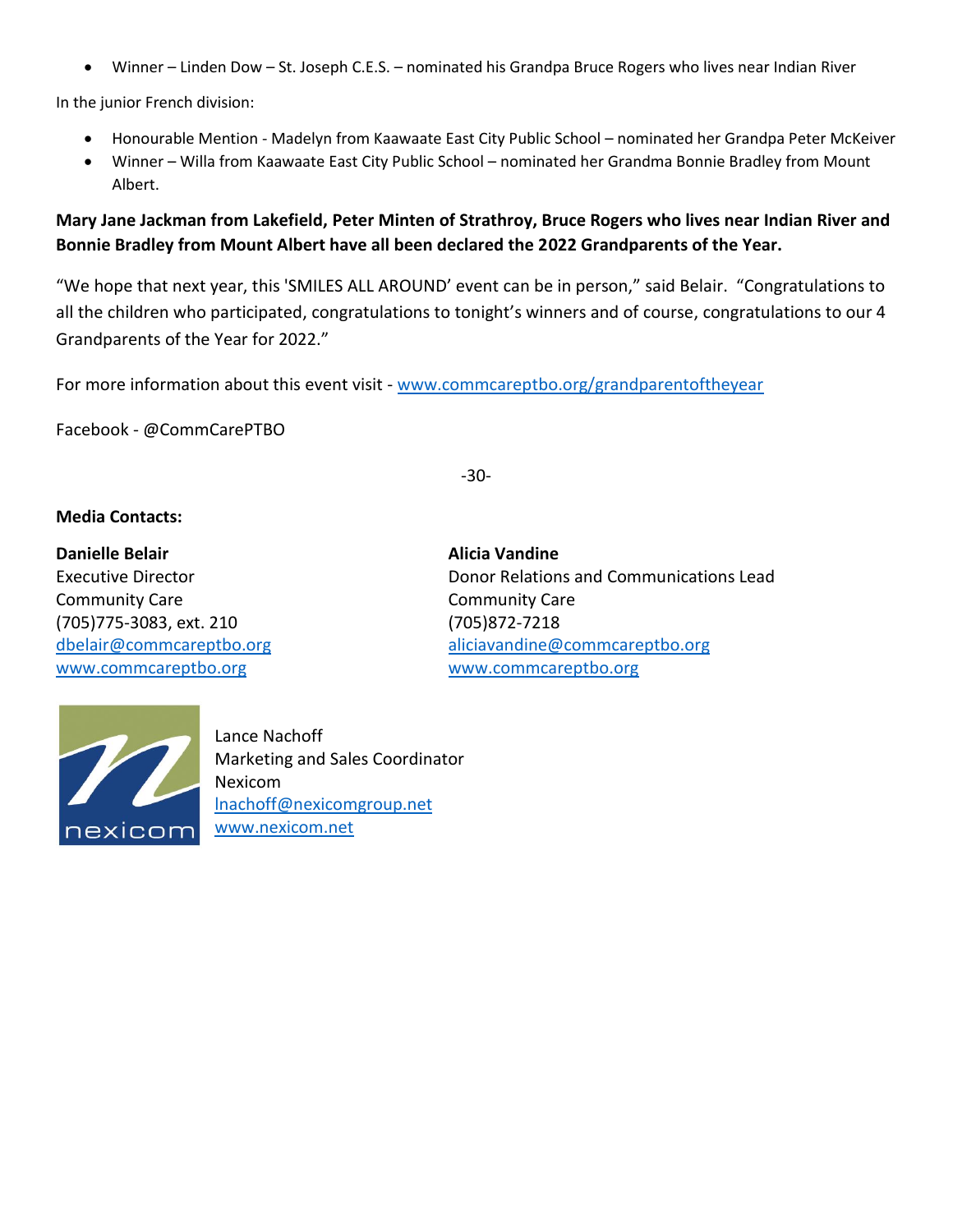- Winner – Linden Dow – St. Joseph C.E.S. – nominated his Grandpa Bruce Rogers who lives near Indian River

In the junior French division:

- Honourable Mention - Madelyn from Kaawaate East City Public School – nominated her Grandpa Peter McKeiver
- Winner – Willa from Kaawaate East City Public School – nominated her Grandma Bonnie Bradley from Mount Albert.

**Mary Jane Jackman from Lakefield, Peter Minten of Strathroy, Bruce Rogers who lives near Indian River and Bonnie Bradley from Mount Albert have all been declared the 2022 Grandparents of the Year.**

"We hope that next year, this 'SMILES ALL AROUND' event can be in person," said Belair. "Congratulations to all the children who participated, congratulations to tonight's winners and of course, congratulations to our 4 Grandparents of the Year for 2022."

For more information about this event visit - www.commcareptbo.org/grandparentoftheyear

Facebook - @CommCarePTBO

-30-

**Media Contacts:**

**Danielle Belair**
Executive Director
Community Care
(705)775-3083, ext. 210
dbelair@commcareptbo.org
www.commcareptbo.org

**Alicia Vandine**
Donor Relations and Communications Lead
Community Care
(705)872-7218
aliciavandine@commcareptbo.org
www.commcareptbo.org

nexicom

Lance Nachoff
Marketing and Sales Coordinator
Nexicom
lnachoff@nexicomgroup.net
www.nexicom.net